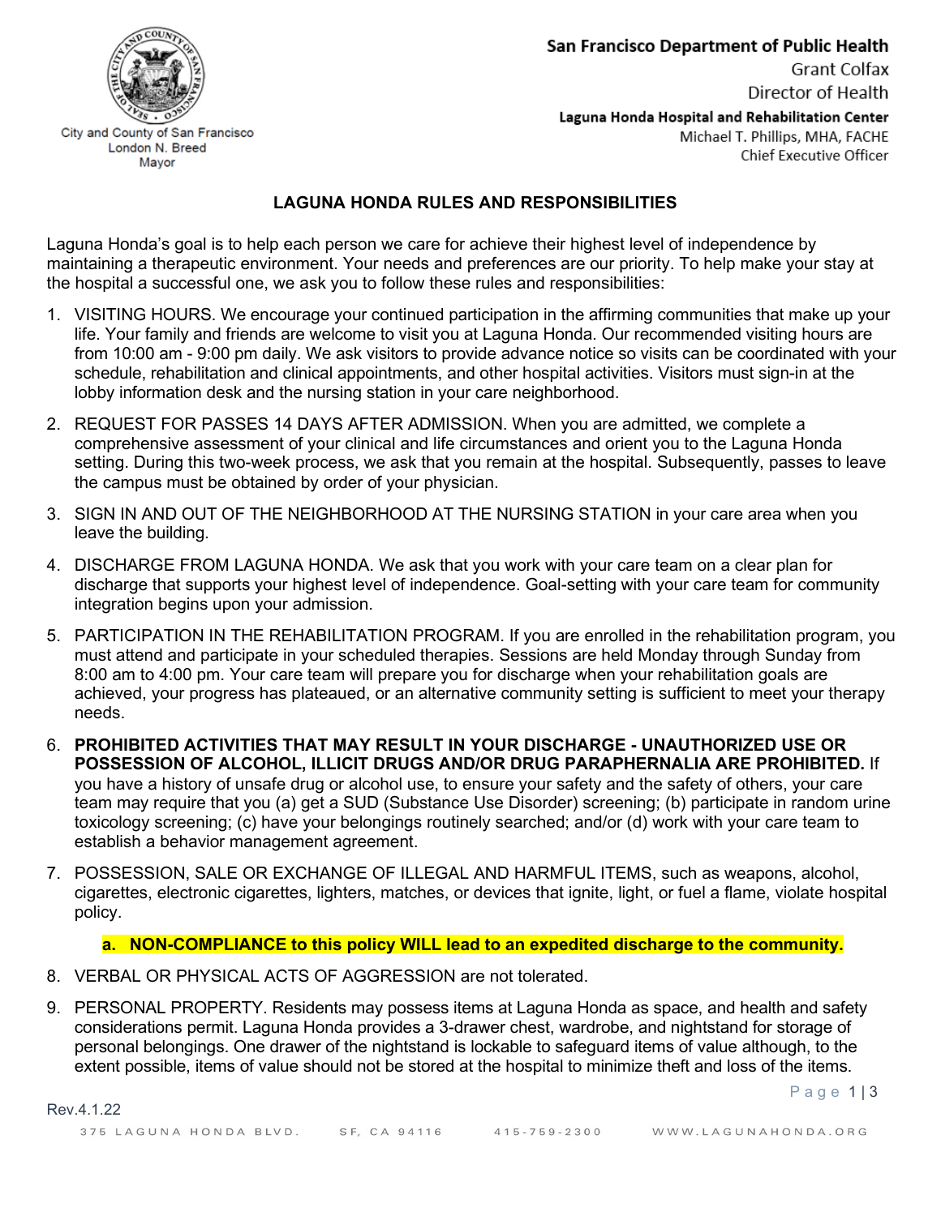City and County of San Francisco
London N. Breed
Mayor

**San Francisco Department of Public Health**
Grant Colfax
Director of Health

**Laguna Honda Hospital and Rehabilitation Center**
Michael T. Phillips, MHA, FACHE
Chief Executive Officer

# LAGUNA HONDA RULES AND RESPONSIBILITIES

Laguna Honda's goal is to help each person we care for achieve their highest level of independence by maintaining a therapeutic environment. Your needs and preferences are our priority. To help make your stay at the hospital a successful one, we ask you to follow these rules and responsibilities:

1. VISITING HOURS. We encourage your continued participation in the affirming communities that make up your life. Your family and friends are welcome to visit you at Laguna Honda. Our recommended visiting hours are from 10:00 am - 9:00 pm daily. We ask visitors to provide advance notice so visits can be coordinated with your schedule, rehabilitation and clinical appointments, and other hospital activities. Visitors must sign-in at the lobby information desk and the nursing station in your care neighborhood.

2. REQUEST FOR PASSES 14 DAYS AFTER ADMISSION. When you are admitted, we complete a comprehensive assessment of your clinical and life circumstances and orient you to the Laguna Honda setting. During this two-week process, we ask that you remain at the hospital. Subsequently, passes to leave the campus must be obtained by order of your physician.

3. SIGN IN AND OUT OF THE NEIGHBORHOOD AT THE NURSING STATION in your care area when you leave the building.

4. DISCHARGE FROM LAGUNA HONDA. We ask that you work with your care team on a clear plan for discharge that supports your highest level of independence. Goal-setting with your care team for community integration begins upon your admission.

5. PARTICIPATION IN THE REHABILITATION PROGRAM. If you are enrolled in the rehabilitation program, you must attend and participate in your scheduled therapies. Sessions are held Monday through Sunday from 8:00 am to 4:00 pm. Your care team will prepare you for discharge when your rehabilitation goals are achieved, your progress has plateaued, or an alternative community setting is sufficient to meet your therapy needs.

6. **PROHIBITED ACTIVITIES THAT MAY RESULT IN YOUR DISCHARGE - UNAUTHORIZED USE OR POSSESSION OF ALCOHOL, ILLICIT DRUGS AND/OR DRUG PARAPHERNALIA ARE PROHIBITED.** If you have a history of unsafe drug or alcohol use, to ensure your safety and the safety of others, your care team may require that you (a) get a SUD (Substance Use Disorder) screening; (b) participate in random urine toxicology screening; (c) have your belongings routinely searched; and/or (d) work with your care team to establish a behavior management agreement.

7. POSSESSION, SALE OR EXCHANGE OF ILLEGAL AND HARMFUL ITEMS, such as weapons, alcohol, cigarettes, electronic cigarettes, lighters, matches, or devices that ignite, light, or fuel a flame, violate hospital policy.

   a. **NON-COMPLIANCE to this policy WILL lead to an expedited discharge to the community.**

8. VERBAL OR PHYSICAL ACTS OF AGGRESSION are not tolerated.

9. PERSONAL PROPERTY. Residents may possess items at Laguna Honda as space, and health and safety considerations permit. Laguna Honda provides a 3-drawer chest, wardrobe, and nightstand for storage of personal belongings. One drawer of the nightstand is lockable to safeguard items of value although, to the extent possible, items of value should not be stored at the hospital to minimize theft and loss of the items.

Rev.4.1.22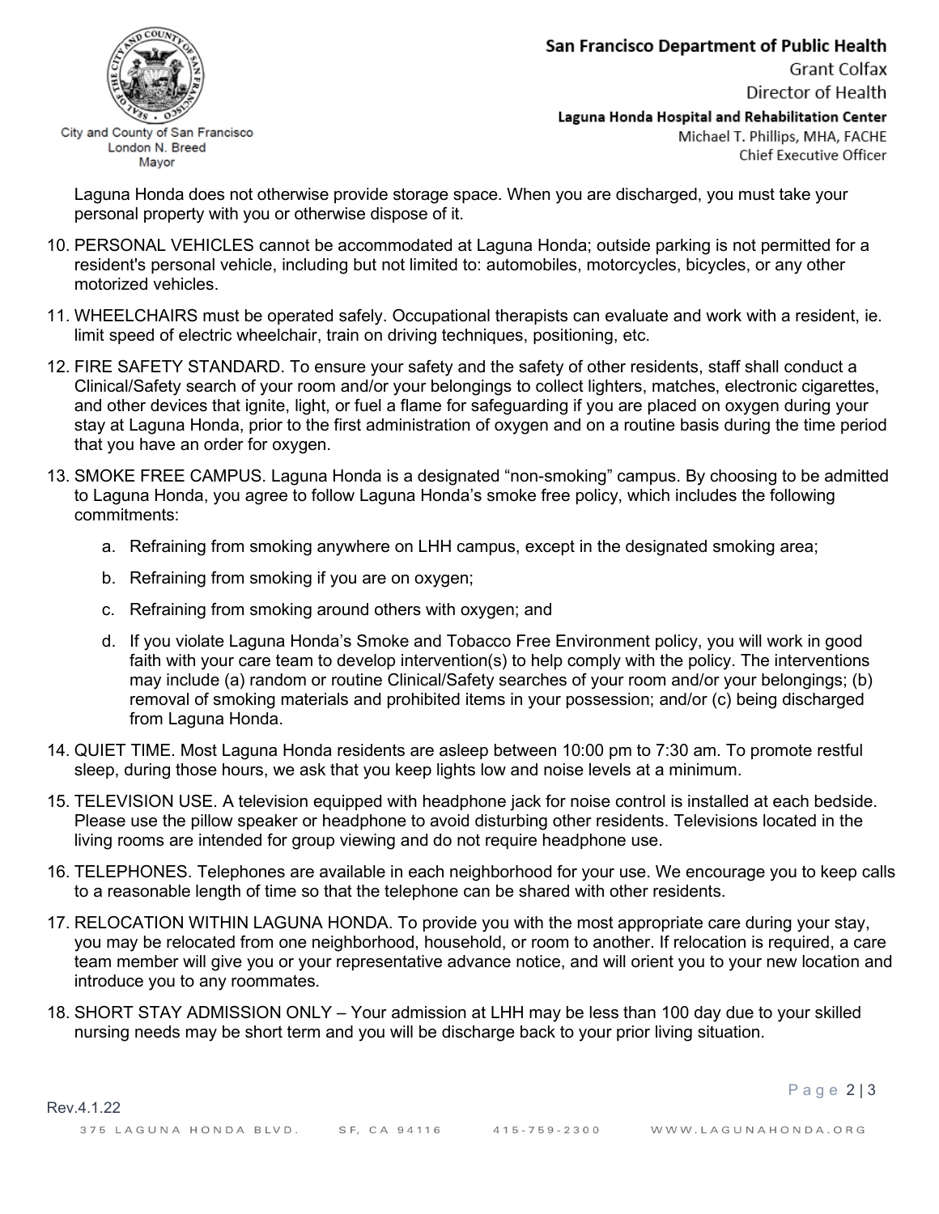Laguna Honda does not otherwise provide storage space. When you are discharged, you must take your personal property with you or otherwise dispose of it.

10. PERSONAL VEHICLES cannot be accommodated at Laguna Honda; outside parking is not permitted for a resident's personal vehicle, including but not limited to: automobiles, motorcycles, bicycles, or any other motorized vehicles.
11. WHEELCHAIRS must be operated safely. Occupational therapists can evaluate and work with a resident, ie. limit speed of electric wheelchair, train on driving techniques, positioning, etc.
12. FIRE SAFETY STANDARD. To ensure your safety and the safety of other residents, staff shall conduct a Clinical/Safety search of your room and/or your belongings to collect lighters, matches, electronic cigarettes, and other devices that ignite, light, or fuel a flame for safeguarding if you are placed on oxygen during your stay at Laguna Honda, prior to the first administration of oxygen and on a routine basis during the time period that you have an order for oxygen.
13. SMOKE FREE CAMPUS. Laguna Honda is a designated "non-smoking" campus. By choosing to be admitted to Laguna Honda, you agree to follow Laguna Honda's smoke free policy, which includes the following commitments:
    a. Refraining from smoking anywhere on LHH campus, except in the designated smoking area;
    b. Refraining from smoking if you are on oxygen;
    c. Refraining from smoking around others with oxygen; and
    d. If you violate Laguna Honda's Smoke and Tobacco Free Environment policy, you will work in good faith with your care team to develop intervention(s) to help comply with the policy. The interventions may include (a) random or routine Clinical/Safety searches of your room and/or your belongings; (b) removal of smoking materials and prohibited items in your possession; and/or (c) being discharged from Laguna Honda.
14. QUIET TIME. Most Laguna Honda residents are asleep between 10:00 pm to 7:30 am. To promote restful sleep, during those hours, we ask that you keep lights low and noise levels at a minimum.
15. TELEVISION USE. A television equipped with headphone jack for noise control is installed at each bedside. Please use the pillow speaker or headphone to avoid disturbing other residents. Televisions located in the living rooms are intended for group viewing and do not require headphone use.
16. TELEPHONES. Telephones are available in each neighborhood for your use. We encourage you to keep calls to a reasonable length of time so that the telephone can be shared with other residents.
17. RELOCATION WITHIN LAGUNA HONDA. To provide you with the most appropriate care during your stay, you may be relocated from one neighborhood, household, or room to another. If relocation is required, a care team member will give you or your representative advance notice, and will orient you to your new location and introduce you to any roommates.
18. SHORT STAY ADMISSION ONLY – Your admission at LHH may be less than 100 day due to your skilled nursing needs may be short term and you will be discharge back to your prior living situation.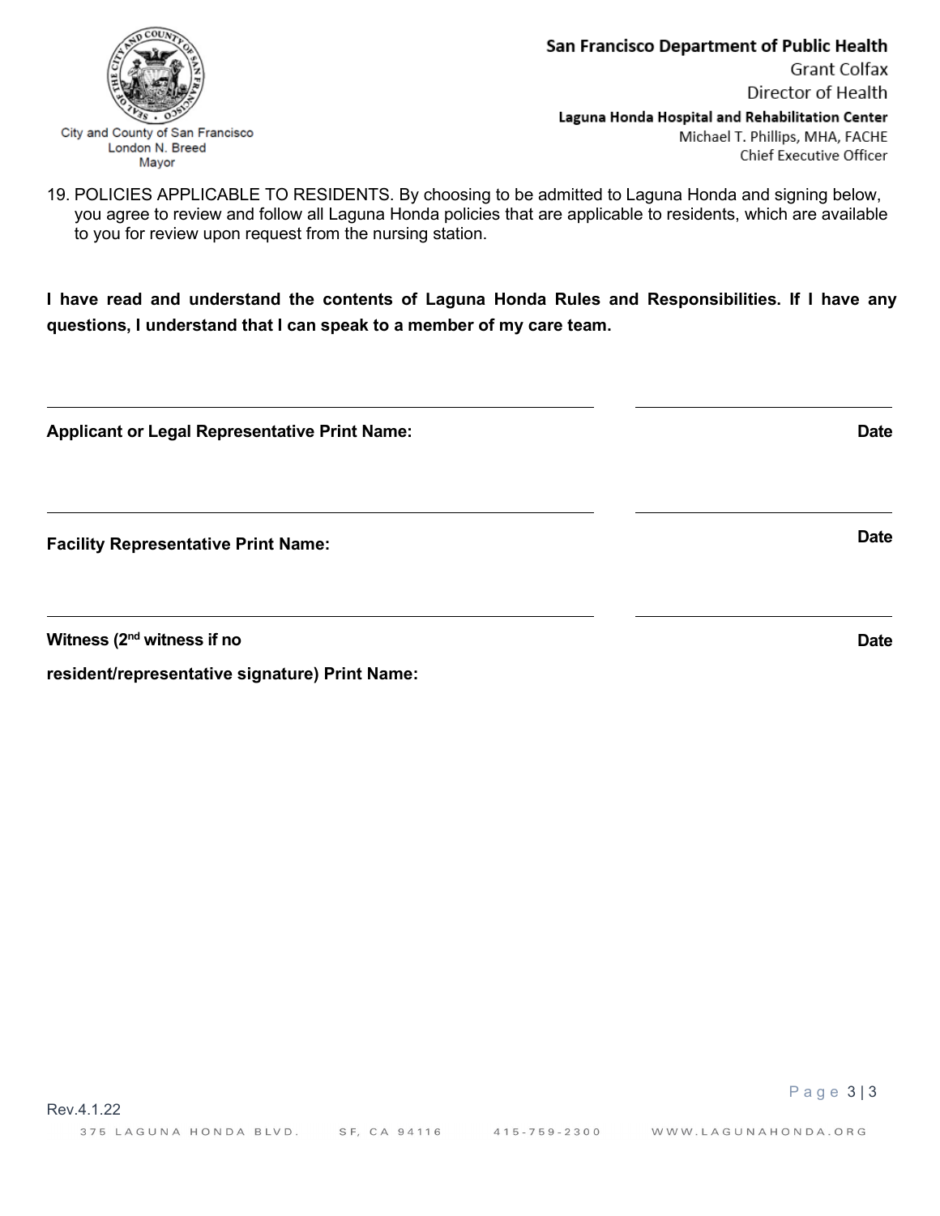19. POLICIES APPLICABLE TO RESIDENTS. By choosing to be admitted to Laguna Honda and signing below, you agree to review and follow all Laguna Honda policies that are applicable to residents, which are available to you for review upon request from the nursing station.

**I have read and understand the contents of Laguna Honda Rules and Responsibilities. If I have any questions, I understand that I can speak to a member of my care team.**

______________________________________________ ____________________

**Applicant or Legal Representative Print Name:** **Date**

______________________________________________ ____________________

**Facility Representative Print Name:** **Date**

______________________________________________ ____________________

**Witness (2nd witness if no resident/representative signature) Print Name:** **Date**

Rev.4.1.22